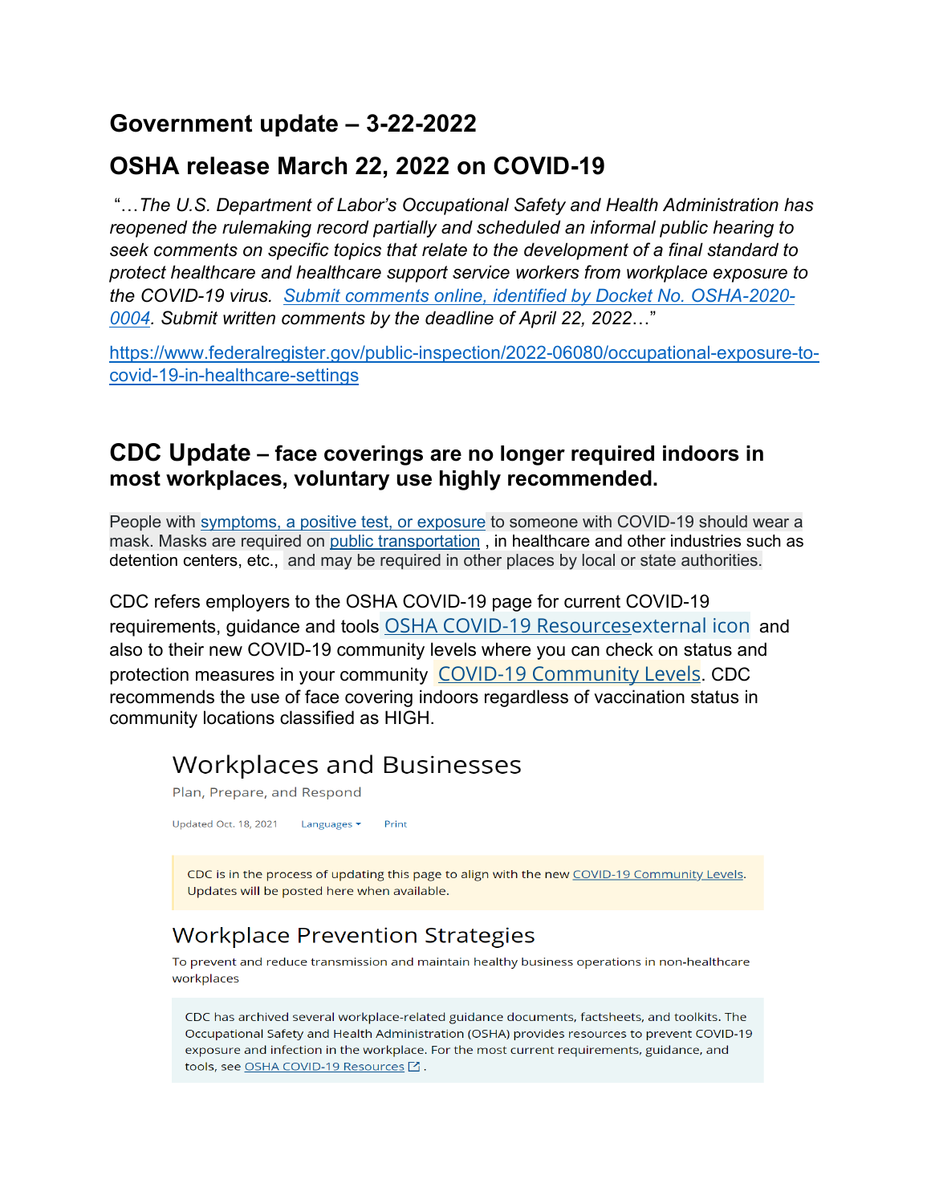# Government update – 3-22-2022

# OSHA release March 22, 2022 on COVID-19

"…*The U.S. Department of Labor's Occupational Safety and Health Administration has reopened the rulemaking record partially and scheduled an informal public hearing to seek comments on specific topics that relate to the development of a final standard to protect healthcare and healthcare support service workers from workplace exposure to the COVID-19 virus. Submit comments online, identified by Docket No. OSHA-2020-0004. Submit written comments by the deadline of April 22, 2022*…"

https://www.federalregister.gov/public-inspection/2022-06080/occupational-exposure-to-covid-19-in-healthcare-settings

## CDC Update – face coverings are no longer required indoors in most workplaces, voluntary use highly recommended.

People with symptoms, a positive test, or exposure to someone with COVID-19 should wear a mask. Masks are required on public transportation , in healthcare and other industries such as detention centers, etc., and may be required in other places by local or state authorities.

CDC refers employers to the OSHA COVID-19 page for current COVID-19 requirements, guidance and tools OSHA COVID-19 Resourcesexternal icon and also to their new COVID-19 community levels where you can check on status and protection measures in your community COVID-19 Community Levels. CDC recommends the use of face covering indoors regardless of vaccination status in community locations classified as HIGH.

### Workplaces and Businesses

Plan, Prepare, and Respond

Updated Oct. 18, 2021 Languages Print

CDC is in the process of updating this page to align with the new COVID-19 Community Levels. Updates will be posted here when available.

### Workplace Prevention Strategies

To prevent and reduce transmission and maintain healthy business operations in non-healthcare workplaces

CDC has archived several workplace-related guidance documents, factsheets, and toolkits. The Occupational Safety and Health Administration (OSHA) provides resources to prevent COVID-19 exposure and infection in the workplace. For the most current requirements, guidance, and tools, see OSHA COVID-19 Resources .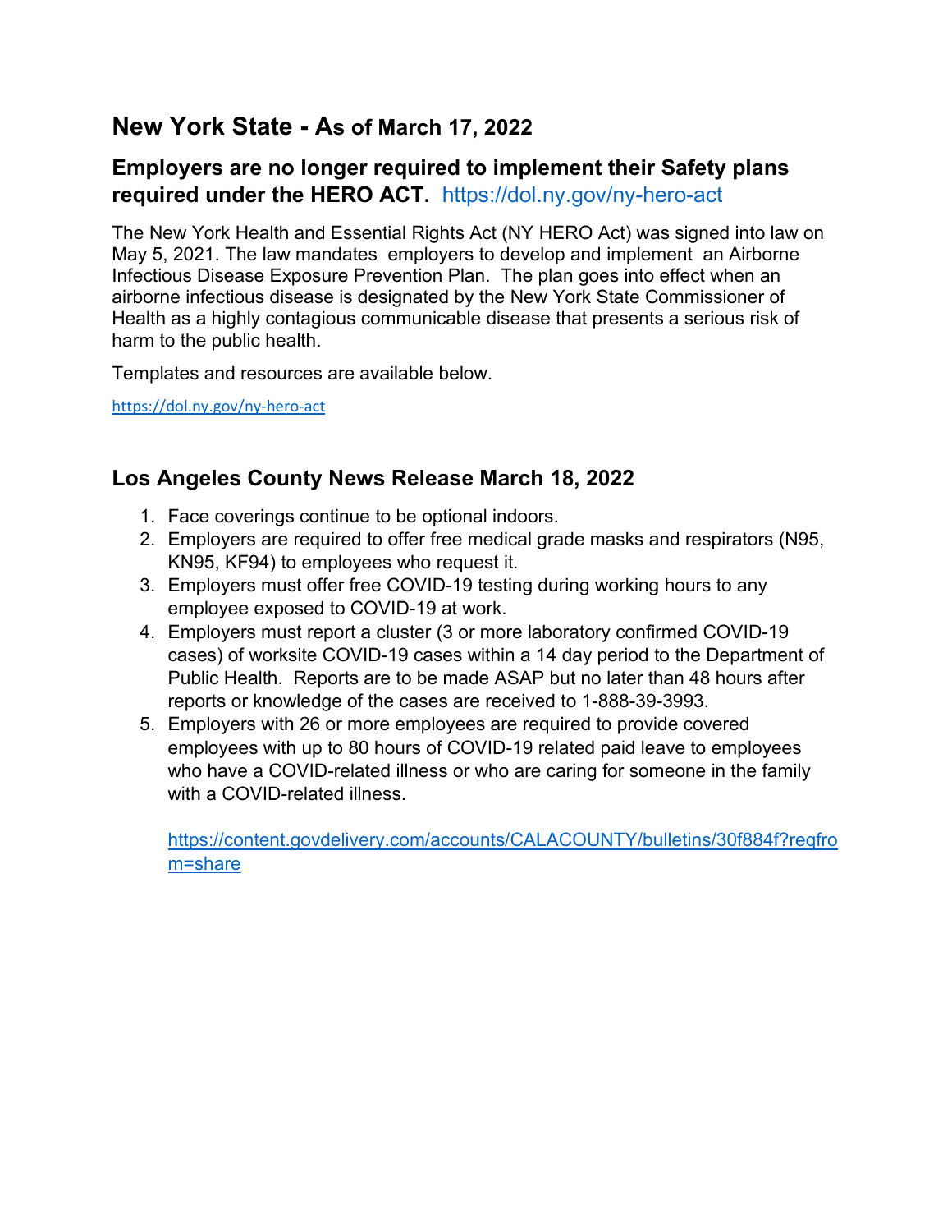## New York State - As of March 17, 2022

### Employers are no longer required to implement their Safety plans required under the HERO ACT. https://dol.ny.gov/ny-hero-act

The New York Health and Essential Rights Act (NY HERO Act) was signed into law on May 5, 2021. The law mandates employers to develop and implement an Airborne Infectious Disease Exposure Prevention Plan. The plan goes into effect when an airborne infectious disease is designated by the New York State Commissioner of Health as a highly contagious communicable disease that presents a serious risk of harm to the public health.

Templates and resources are available below.

https://dol.ny.gov/ny-hero-act

## Los Angeles County News Release March 18, 2022

1. Face coverings continue to be optional indoors.
2. Employers are required to offer free medical grade masks and respirators (N95, KN95, KF94) to employees who request it.
3. Employers must offer free COVID-19 testing during working hours to any employee exposed to COVID-19 at work.
4. Employers must report a cluster (3 or more laboratory confirmed COVID-19 cases) of worksite COVID-19 cases within a 14 day period to the Department of Public Health. Reports are to be made ASAP but no later than 48 hours after reports or knowledge of the cases are received to 1-888-39-3993.
5. Employers with 26 or more employees are required to provide covered employees with up to 80 hours of COVID-19 related paid leave to employees who have a COVID-related illness or who are caring for someone in the family with a COVID-related illness.

   https://content.govdelivery.com/accounts/CALACOUNTY/bulletins/30f884f?reqfrom=share